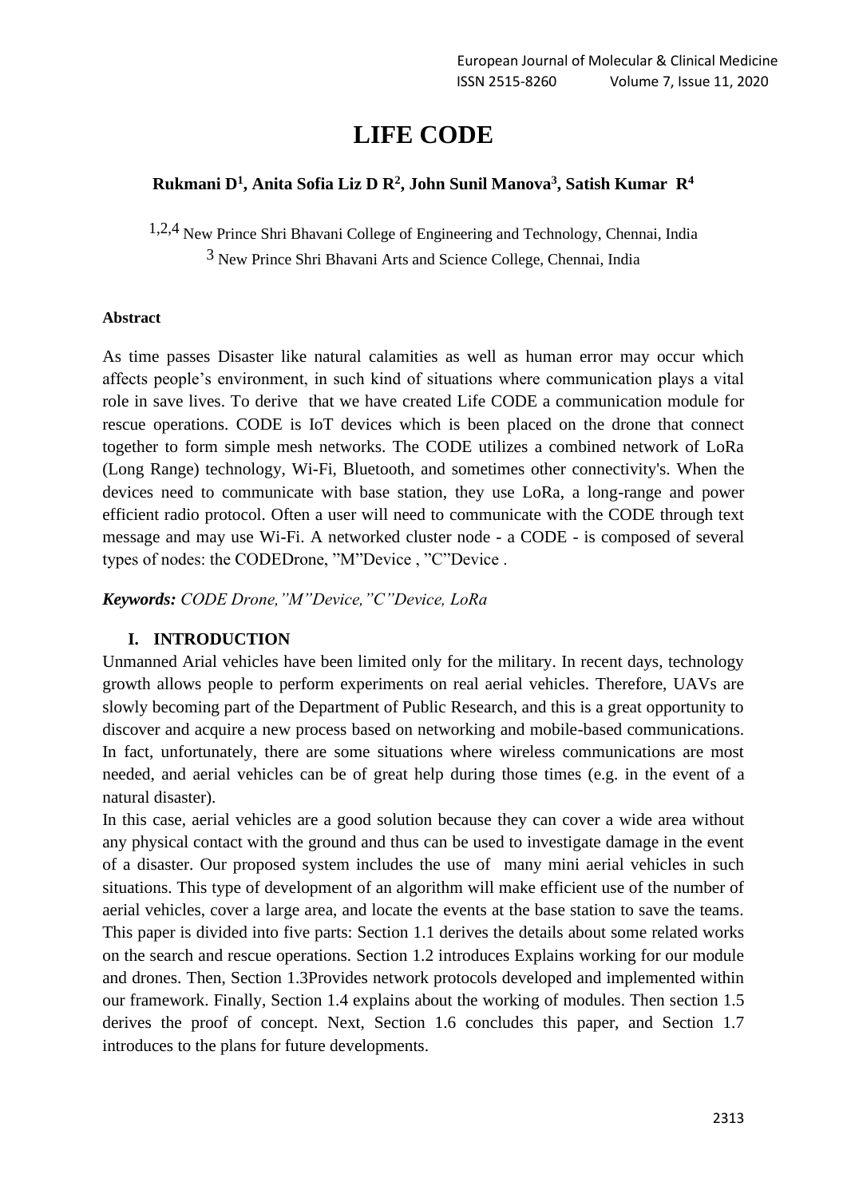# LIFE CODE

**Rukmani D[1], Anita Sofia Liz D R[2], John Sunil Manova[3], Satish Kumar R[4]**

[1,2,4] New Prince Shri Bhavani College of Engineering and Technology, Chennai, India
[3] New Prince Shri Bhavani Arts and Science College, Chennai, India

**Abstract**

As time passes Disaster like natural calamities as well as human error may occur which affects people's environment, in such kind of situations where communication plays a vital role in save lives. To derive that we have created Life CODE a communication module for rescue operations. CODE is IoT devices which is been placed on the drone that connect together to form simple mesh networks. The CODE utilizes a combined network of LoRa (Long Range) technology, Wi-Fi, Bluetooth, and sometimes other connectivity's. When the devices need to communicate with base station, they use LoRa, a long-range and power efficient radio protocol. Often a user will need to communicate with the CODE through text message and may use Wi-Fi. A networked cluster node - a CODE - is composed of several types of nodes: the CODEDrone, "M"Device , "C"Device .

***Keywords:*** *CODE Drone,"M"Device,"C"Device, LoRa*

## I. INTRODUCTION

Unmanned Arial vehicles have been limited only for the military. In recent days, technology growth allows people to perform experiments on real aerial vehicles. Therefore, UAVs are slowly becoming part of the Department of Public Research, and this is a great opportunity to discover and acquire a new process based on networking and mobile-based communications. In fact, unfortunately, there are some situations where wireless communications are most needed, and aerial vehicles can be of great help during those times (e.g. in the event of a natural disaster).

In this case, aerial vehicles are a good solution because they can cover a wide area without any physical contact with the ground and thus can be used to investigate damage in the event of a disaster. Our proposed system includes the use of many mini aerial vehicles in such situations. This type of development of an algorithm will make efficient use of the number of aerial vehicles, cover a large area, and locate the events at the base station to save the teams. This paper is divided into five parts: Section 1.1 derives the details about some related works on the search and rescue operations. Section 1.2 introduces Explains working for our module and drones. Then, Section 1.3Provides network protocols developed and implemented within our framework. Finally, Section 1.4 explains about the working of modules. Then section 1.5 derives the proof of concept. Next, Section 1.6 concludes this paper, and Section 1.7 introduces to the plans for future developments.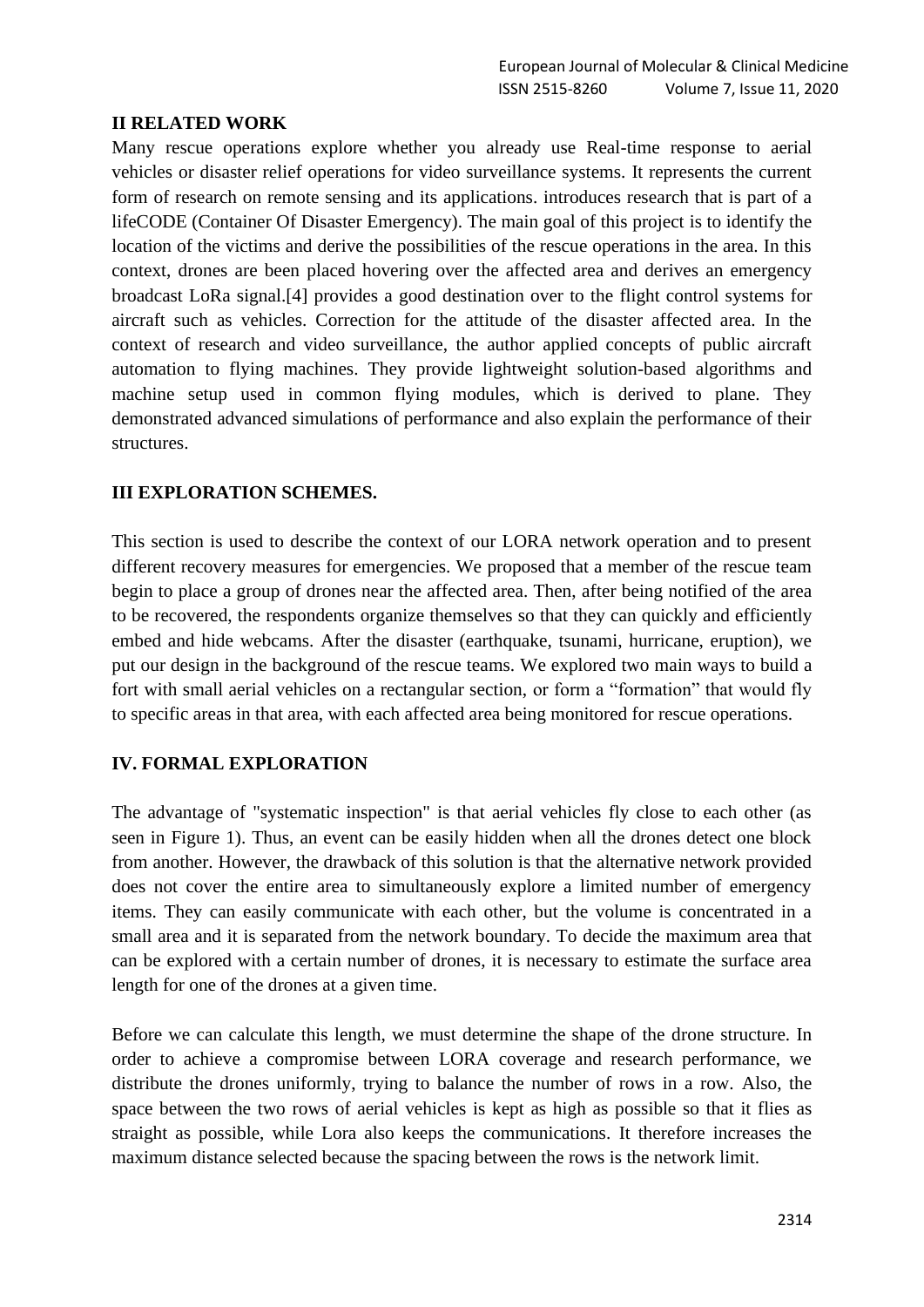## II RELATED WORK

Many rescue operations explore whether you already use Real-time response to aerial vehicles or disaster relief operations for video surveillance systems. It represents the current form of research on remote sensing and its applications. introduces research that is part of a lifeCODE (Container Of Disaster Emergency). The main goal of this project is to identify the location of the victims and derive the possibilities of the rescue operations in the area. In this context, drones are been placed hovering over the affected area and derives an emergency broadcast LoRa signal.[4] provides a good destination over to the flight control systems for aircraft such as vehicles. Correction for the attitude of the disaster affected area. In the context of research and video surveillance, the author applied concepts of public aircraft automation to flying machines. They provide lightweight solution-based algorithms and machine setup used in common flying modules, which is derived to plane. They demonstrated advanced simulations of performance and also explain the performance of their structures.

## III EXPLORATION SCHEMES.

This section is used to describe the context of our LORA network operation and to present different recovery measures for emergencies. We proposed that a member of the rescue team begin to place a group of drones near the affected area. Then, after being notified of the area to be recovered, the respondents organize themselves so that they can quickly and efficiently embed and hide webcams. After the disaster (earthquake, tsunami, hurricane, eruption), we put our design in the background of the rescue teams. We explored two main ways to build a fort with small aerial vehicles on a rectangular section, or form a "formation" that would fly to specific areas in that area, with each affected area being monitored for rescue operations.

## IV. FORMAL EXPLORATION

The advantage of "systematic inspection" is that aerial vehicles fly close to each other (as seen in Figure 1). Thus, an event can be easily hidden when all the drones detect one block from another. However, the drawback of this solution is that the alternative network provided does not cover the entire area to simultaneously explore a limited number of emergency items. They can easily communicate with each other, but the volume is concentrated in a small area and it is separated from the network boundary. To decide the maximum area that can be explored with a certain number of drones, it is necessary to estimate the surface area length for one of the drones at a given time.

Before we can calculate this length, we must determine the shape of the drone structure. In order to achieve a compromise between LORA coverage and research performance, we distribute the drones uniformly, trying to balance the number of rows in a row. Also, the space between the two rows of aerial vehicles is kept as high as possible so that it flies as straight as possible, while Lora also keeps the communications. It therefore increases the maximum distance selected because the spacing between the rows is the network limit.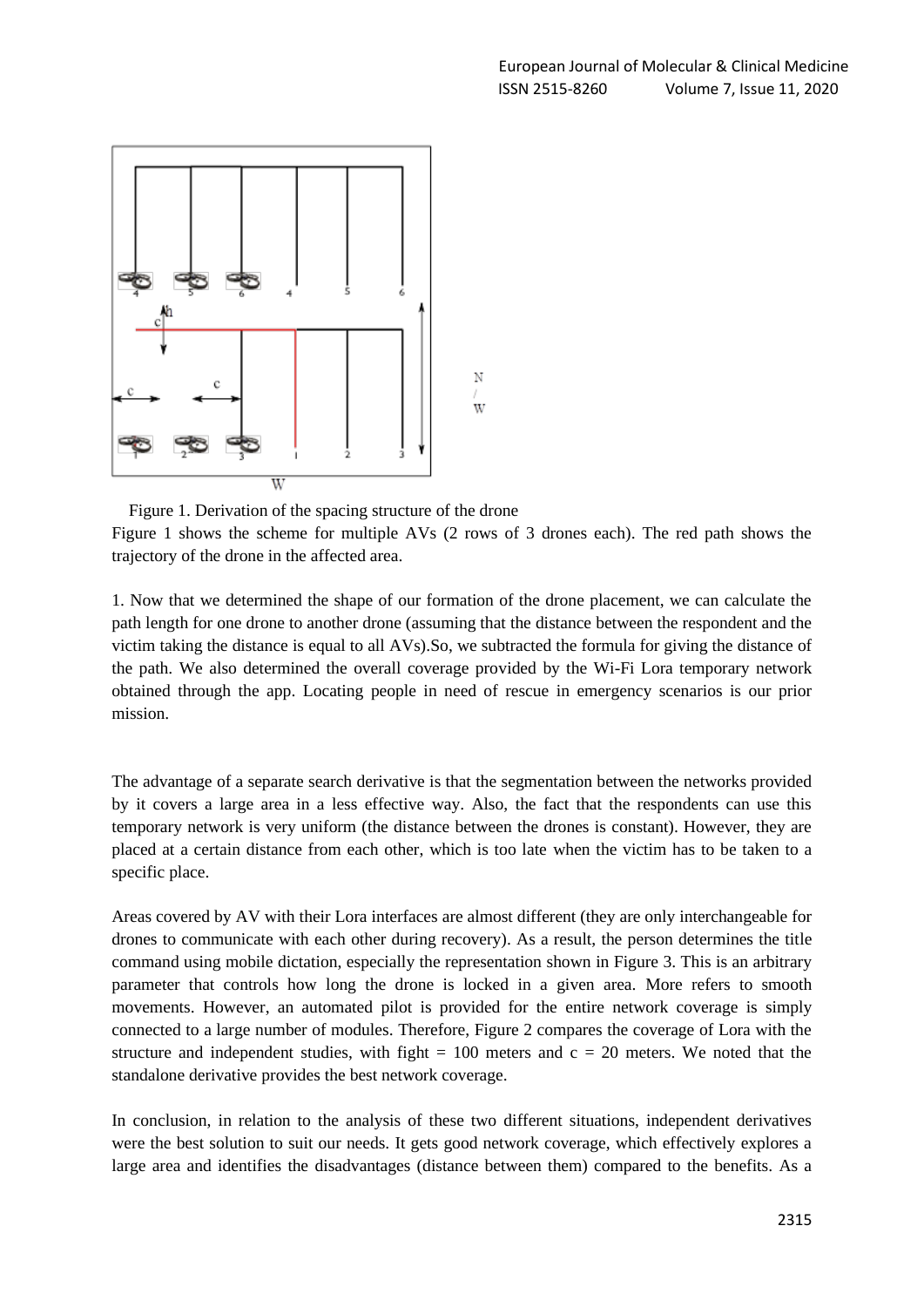Figure 1. Derivation of the spacing structure of the drone

Figure 1 shows the scheme for multiple AVs (2 rows of 3 drones each). The red path shows the trajectory of the drone in the affected area.

1. Now that we determined the shape of our formation of the drone placement, we can calculate the path length for one drone to another drone (assuming that the distance between the respondent and the victim taking the distance is equal to all AVs).So, we subtracted the formula for giving the distance of the path. We also determined the overall coverage provided by the Wi-Fi Lora temporary network obtained through the app. Locating people in need of rescue in emergency scenarios is our prior mission.

The advantage of a separate search derivative is that the segmentation between the networks provided by it covers a large area in a less effective way. Also, the fact that the respondents can use this temporary network is very uniform (the distance between the drones is constant). However, they are placed at a certain distance from each other, which is too late when the victim has to be taken to a specific place.

Areas covered by AV with their Lora interfaces are almost different (they are only interchangeable for drones to communicate with each other during recovery). As a result, the person determines the title command using mobile dictation, especially the representation shown in Figure 3. This is an arbitrary parameter that controls how long the drone is locked in a given area. More refers to smooth movements. However, an automated pilot is provided for the entire network coverage is simply connected to a large number of modules. Therefore, Figure 2 compares the coverage of Lora with the structure and independent studies, with fight = 100 meters and c = 20 meters. We noted that the standalone derivative provides the best network coverage.

In conclusion, in relation to the analysis of these two different situations, independent derivatives were the best solution to suit our needs. It gets good network coverage, which effectively explores a large area and identifies the disadvantages (distance between them) compared to the benefits. As a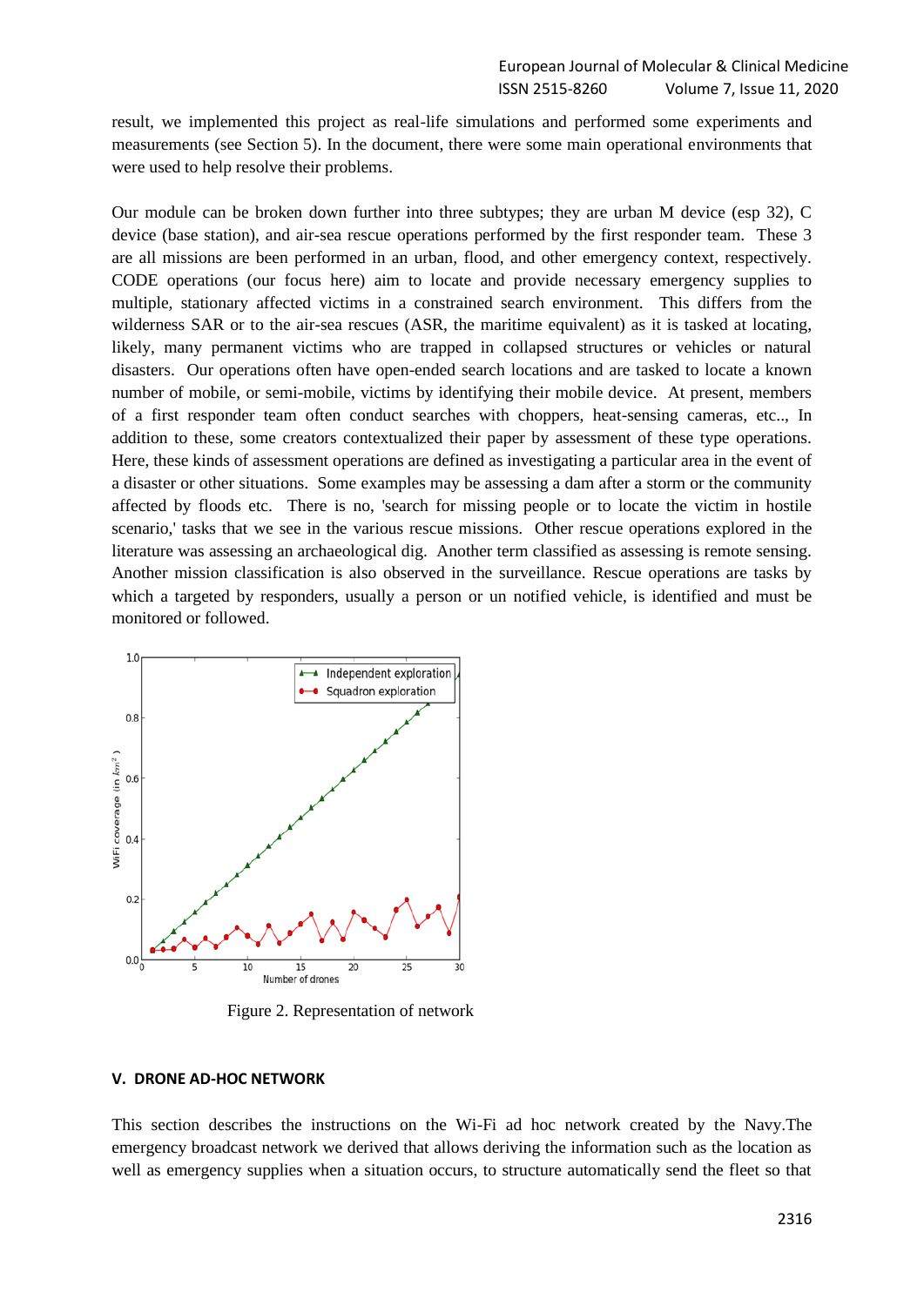result, we implemented this project as real-life simulations and performed some experiments and measurements (see Section 5). In the document, there were some main operational environments that were used to help resolve their problems.

Our module can be broken down further into three subtypes; they are urban M device (esp 32), C device (base station), and air-sea rescue operations performed by the first responder team. These 3 are all missions are been performed in an urban, flood, and other emergency context, respectively. CODE operations (our focus here) aim to locate and provide necessary emergency supplies to multiple, stationary affected victims in a constrained search environment. This differs from the wilderness SAR or to the air-sea rescues (ASR, the maritime equivalent) as it is tasked at locating, likely, many permanent victims who are trapped in collapsed structures or vehicles or natural disasters. Our operations often have open-ended search locations and are tasked to locate a known number of mobile, or semi-mobile, victims by identifying their mobile device. At present, members of a first responder team often conduct searches with choppers, heat-sensing cameras, etc.., In addition to these, some creators contextualized their paper by assessment of these type operations. Here, these kinds of assessment operations are defined as investigating a particular area in the event of a disaster or other situations. Some examples may be assessing a dam after a storm or the community affected by floods etc. There is no, 'search for missing people or to locate the victim in hostile scenario,' tasks that we see in the various rescue missions. Other rescue operations explored in the literature was assessing an archaeological dig. Another term classified as assessing is remote sensing. Another mission classification is also observed in the surveillance. Rescue operations are tasks by which a targeted by responders, usually a person or un notified vehicle, is identified and must be monitored or followed.

Figure 2. Representation of network

## V. DRONE AD-HOC NETWORK

This section describes the instructions on the Wi-Fi ad hoc network created by the Navy.The emergency broadcast network we derived that allows deriving the information such as the location as well as emergency supplies when a situation occurs, to structure automatically send the fleet so that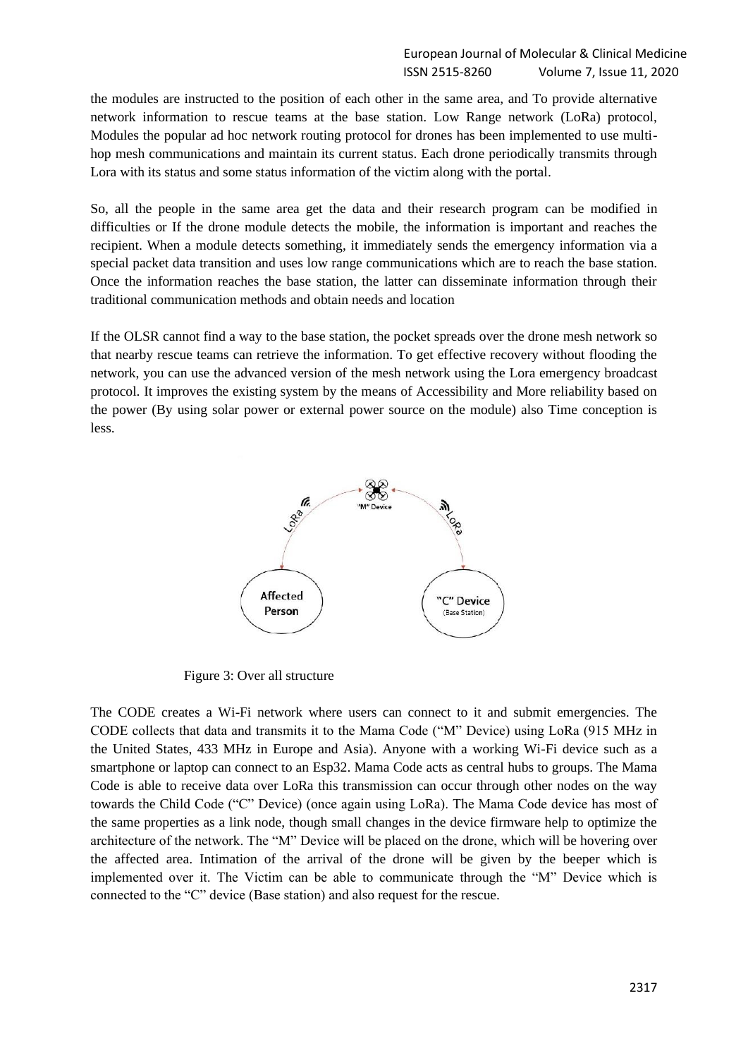the modules are instructed to the position of each other in the same area, and To provide alternative network information to rescue teams at the base station. Low Range network (LoRa) protocol, Modules the popular ad hoc network routing protocol for drones has been implemented to use multi-hop mesh communications and maintain its current status. Each drone periodically transmits through Lora with its status and some status information of the victim along with the portal.

So, all the people in the same area get the data and their research program can be modified in difficulties or If the drone module detects the mobile, the information is important and reaches the recipient. When a module detects something, it immediately sends the emergency information via a special packet data transition and uses low range communications which are to reach the base station. Once the information reaches the base station, the latter can disseminate information through their traditional communication methods and obtain needs and location

If the OLSR cannot find a way to the base station, the pocket spreads over the drone mesh network so that nearby rescue teams can retrieve the information. To get effective recovery without flooding the network, you can use the advanced version of the mesh network using the Lora emergency broadcast protocol. It improves the existing system by the means of Accessibility and More reliability based on the power (By using solar power or external power source on the module) also Time conception is less.

Figure 3: Over all structure

The CODE creates a Wi-Fi network where users can connect to it and submit emergencies. The CODE collects that data and transmits it to the Mama Code ("M" Device) using LoRa (915 MHz in the United States, 433 MHz in Europe and Asia). Anyone with a working Wi-Fi device such as a smartphone or laptop can connect to an Esp32. Mama Code acts as central hubs to groups. The Mama Code is able to receive data over LoRa this transmission can occur through other nodes on the way towards the Child Code ("C" Device) (once again using LoRa). The Mama Code device has most of the same properties as a link node, though small changes in the device firmware help to optimize the architecture of the network. The "M" Device will be placed on the drone, which will be hovering over the affected area. Intimation of the arrival of the drone will be given by the beeper which is implemented over it. The Victim can be able to communicate through the "M" Device which is connected to the "C" device (Base station) and also request for the rescue.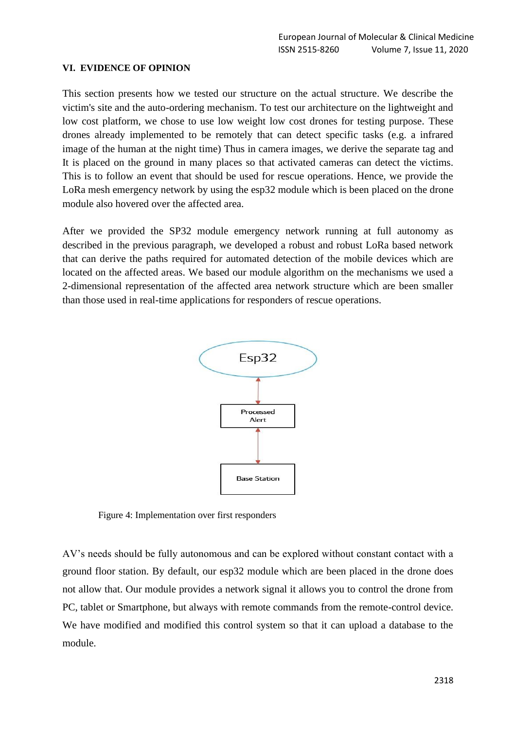## VI. EVIDENCE OF OPINION

This section presents how we tested our structure on the actual structure. We describe the victim's site and the auto-ordering mechanism. To test our architecture on the lightweight and low cost platform, we chose to use low weight low cost drones for testing purpose. These drones already implemented to be remotely that can detect specific tasks (e.g. a infrared image of the human at the night time) Thus in camera images, we derive the separate tag and It is placed on the ground in many places so that activated cameras can detect the victims. This is to follow an event that should be used for rescue operations. Hence, we provide the LoRa mesh emergency network by using the esp32 module which is been placed on the drone module also hovered over the affected area.

After we provided the SP32 module emergency network running at full autonomy as described in the previous paragraph, we developed a robust and robust LoRa based network that can derive the paths required for automated detection of the mobile devices which are located on the affected areas. We based our module algorithm on the mechanisms we used a 2-dimensional representation of the affected area network structure which are been smaller than those used in real-time applications for responders of rescue operations.

Esp32

Processed Alert

Base Station

Figure 4: Implementation over first responders

AV's needs should be fully autonomous and can be explored without constant contact with a ground floor station. By default, our esp32 module which are been placed in the drone does not allow that. Our module provides a network signal it allows you to control the drone from PC, tablet or Smartphone, but always with remote commands from the remote-control device. We have modified and modified this control system so that it can upload a database to the module.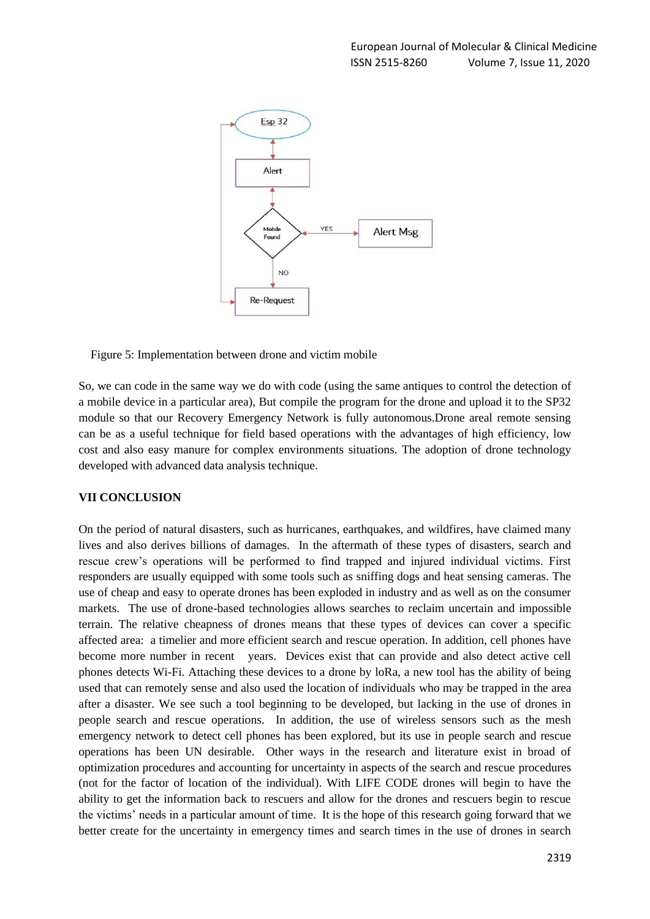Figure 5: Implementation between drone and victim mobile

So, we can code in the same way we do with code (using the same antiques to control the detection of a mobile device in a particular area), But compile the program for the drone and upload it to the SP32 module so that our Recovery Emergency Network is fully autonomous.Drone areal remote sensing can be as a useful technique for field based operations with the advantages of high efficiency, low cost and also easy manure for complex environments situations. The adoption of drone technology developed with advanced data analysis technique.

### VII CONCLUSION

On the period of natural disasters, such as hurricanes, earthquakes, and wildfires, have claimed many lives and also derives billions of damages. In the aftermath of these types of disasters, search and rescue crew's operations will be performed to find trapped and injured individual victims. First responders are usually equipped with some tools such as sniffing dogs and heat sensing cameras. The use of cheap and easy to operate drones has been exploded in industry and as well as on the consumer markets. The use of drone-based technologies allows searches to reclaim uncertain and impossible terrain. The relative cheapness of drones means that these types of devices can cover a specific affected area: a timelier and more efficient search and rescue operation. In addition, cell phones have become more number in recent years. Devices exist that can provide and also detect active cell phones detects Wi-Fi. Attaching these devices to a drone by loRa, a new tool has the ability of being used that can remotely sense and also used the location of individuals who may be trapped in the area after a disaster. We see such a tool beginning to be developed, but lacking in the use of drones in people search and rescue operations. In addition, the use of wireless sensors such as the mesh emergency network to detect cell phones has been explored, but its use in people search and rescue operations has been UN desirable. Other ways in the research and literature exist in broad of optimization procedures and accounting for uncertainty in aspects of the search and rescue procedures (not for the factor of location of the individual). With LIFE CODE drones will begin to have the ability to get the information back to rescuers and allow for the drones and rescuers begin to rescue the victims' needs in a particular amount of time. It is the hope of this research going forward that we better create for the uncertainty in emergency times and search times in the use of drones in search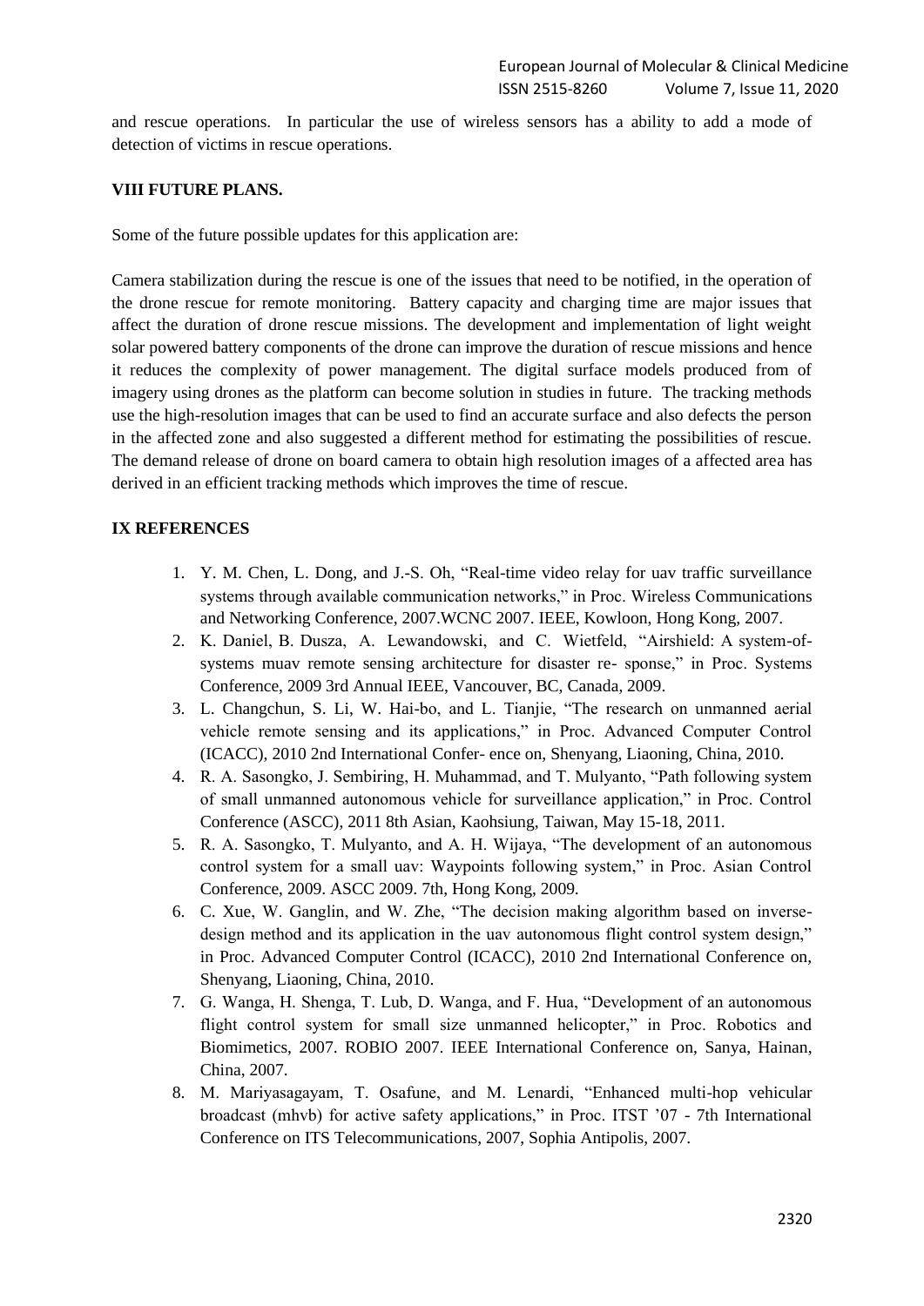and rescue operations. In particular the use of wireless sensors has a ability to add a mode of detection of victims in rescue operations.

## VIII FUTURE PLANS.

Some of the future possible updates for this application are:

Camera stabilization during the rescue is one of the issues that need to be notified, in the operation of the drone rescue for remote monitoring. Battery capacity and charging time are major issues that affect the duration of drone rescue missions. The development and implementation of light weight solar powered battery components of the drone can improve the duration of rescue missions and hence it reduces the complexity of power management. The digital surface models produced from of imagery using drones as the platform can become solution in studies in future. The tracking methods use the high-resolution images that can be used to find an accurate surface and also defects the person in the affected zone and also suggested a different method for estimating the possibilities of rescue. The demand release of drone on board camera to obtain high resolution images of a affected area has derived in an efficient tracking methods which improves the time of rescue.

## IX REFERENCES

1. Y. M. Chen, L. Dong, and J.-S. Oh, "Real-time video relay for uav traffic surveillance systems through available communication networks," in Proc. Wireless Communications and Networking Conference, 2007.WCNC 2007. IEEE, Kowloon, Hong Kong, 2007.
2. K. Daniel, B. Dusza, A. Lewandowski, and C. Wietfeld, "Airshield: A system-of-systems muav remote sensing architecture for disaster re- sponse," in Proc. Systems Conference, 2009 3rd Annual IEEE, Vancouver, BC, Canada, 2009.
3. L. Changchun, S. Li, W. Hai-bo, and L. Tianjie, "The research on unmanned aerial vehicle remote sensing and its applications," in Proc. Advanced Computer Control (ICACC), 2010 2nd International Confer- ence on, Shenyang, Liaoning, China, 2010.
4. R. A. Sasongko, J. Sembiring, H. Muhammad, and T. Mulyanto, "Path following system of small unmanned autonomous vehicle for surveillance application," in Proc. Control Conference (ASCC), 2011 8th Asian, Kaohsiung, Taiwan, May 15-18, 2011.
5. R. A. Sasongko, T. Mulyanto, and A. H. Wijaya, "The development of an autonomous control system for a small uav: Waypoints following system," in Proc. Asian Control Conference, 2009. ASCC 2009. 7th, Hong Kong, 2009.
6. C. Xue, W. Ganglin, and W. Zhe, "The decision making algorithm based on inverse-design method and its application in the uav autonomous flight control system design," in Proc. Advanced Computer Control (ICACC), 2010 2nd International Conference on, Shenyang, Liaoning, China, 2010.
7. G. Wanga, H. Shenga, T. Lub, D. Wanga, and F. Hua, "Development of an autonomous flight control system for small size unmanned helicopter," in Proc. Robotics and Biomimetics, 2007. ROBIO 2007. IEEE International Conference on, Sanya, Hainan, China, 2007.
8. M. Mariyasagayam, T. Osafune, and M. Lenardi, "Enhanced multi-hop vehicular broadcast (mhvb) for active safety applications," in Proc. ITST '07 - 7th International Conference on ITS Telecommunications, 2007, Sophia Antipolis, 2007.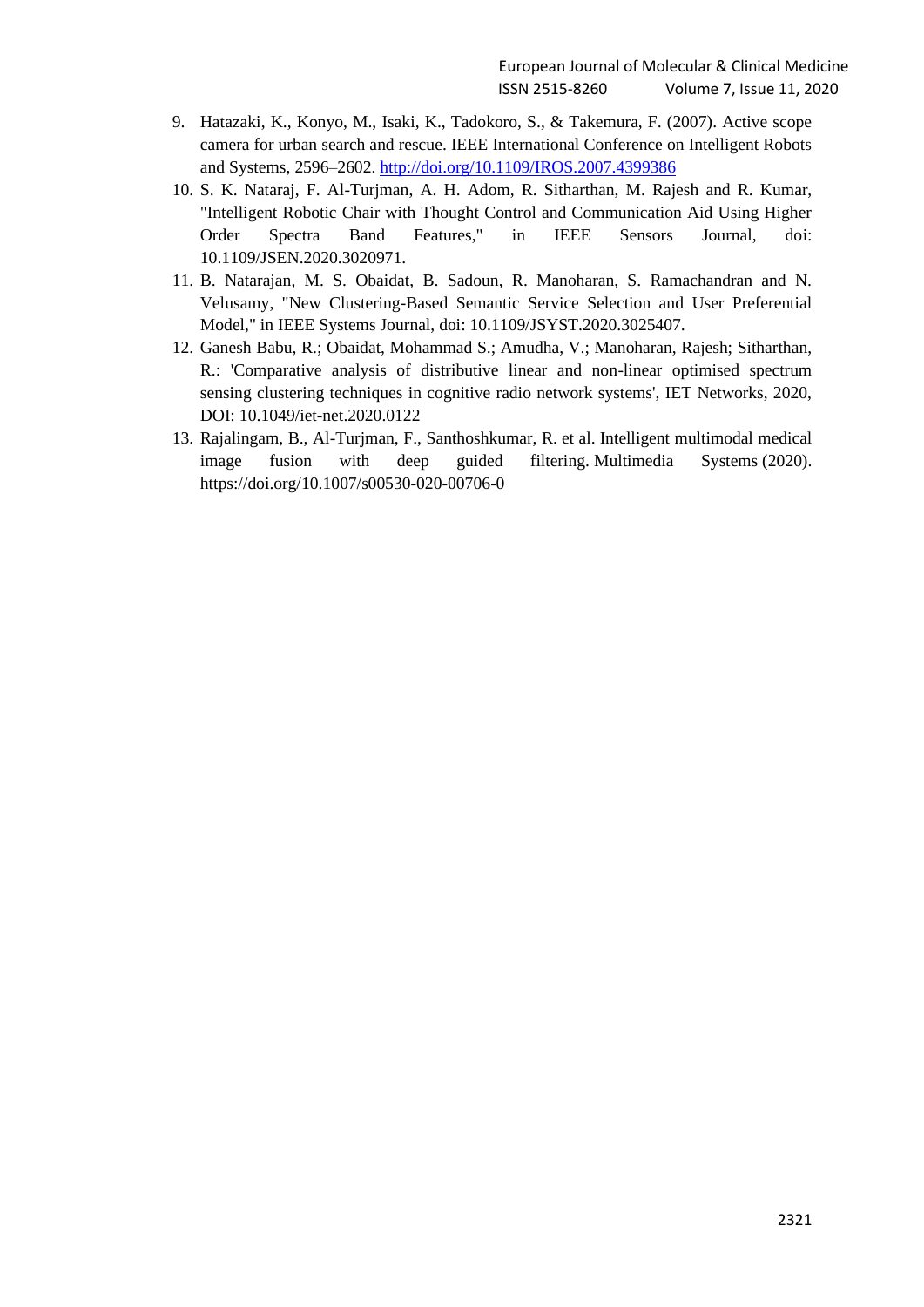9. Hatazaki, K., Konyo, M., Isaki, K., Tadokoro, S., & Takemura, F. (2007). Active scope camera for urban search and rescue. IEEE International Conference on Intelligent Robots and Systems, 2596–2602. http://doi.org/10.1109/IROS.2007.4399386
10. S. K. Nataraj, F. Al-Turjman, A. H. Adom, R. Sitharthan, M. Rajesh and R. Kumar, "Intelligent Robotic Chair with Thought Control and Communication Aid Using Higher Order Spectra Band Features," in IEEE Sensors Journal, doi: 10.1109/JSEN.2020.3020971.
11. B. Natarajan, M. S. Obaidat, B. Sadoun, R. Manoharan, S. Ramachandran and N. Velusamy, "New Clustering-Based Semantic Service Selection and User Preferential Model," in IEEE Systems Journal, doi: 10.1109/JSYST.2020.3025407.
12. Ganesh Babu, R.; Obaidat, Mohammad S.; Amudha, V.; Manoharan, Rajesh; Sitharthan, R.: 'Comparative analysis of distributive linear and non-linear optimised spectrum sensing clustering techniques in cognitive radio network systems', IET Networks, 2020, DOI: 10.1049/iet-net.2020.0122
13. Rajalingam, B., Al-Turjman, F., Santhoshkumar, R. et al. Intelligent multimodal medical image fusion with deep guided filtering. Multimedia Systems (2020). https://doi.org/10.1007/s00530-020-00706-0